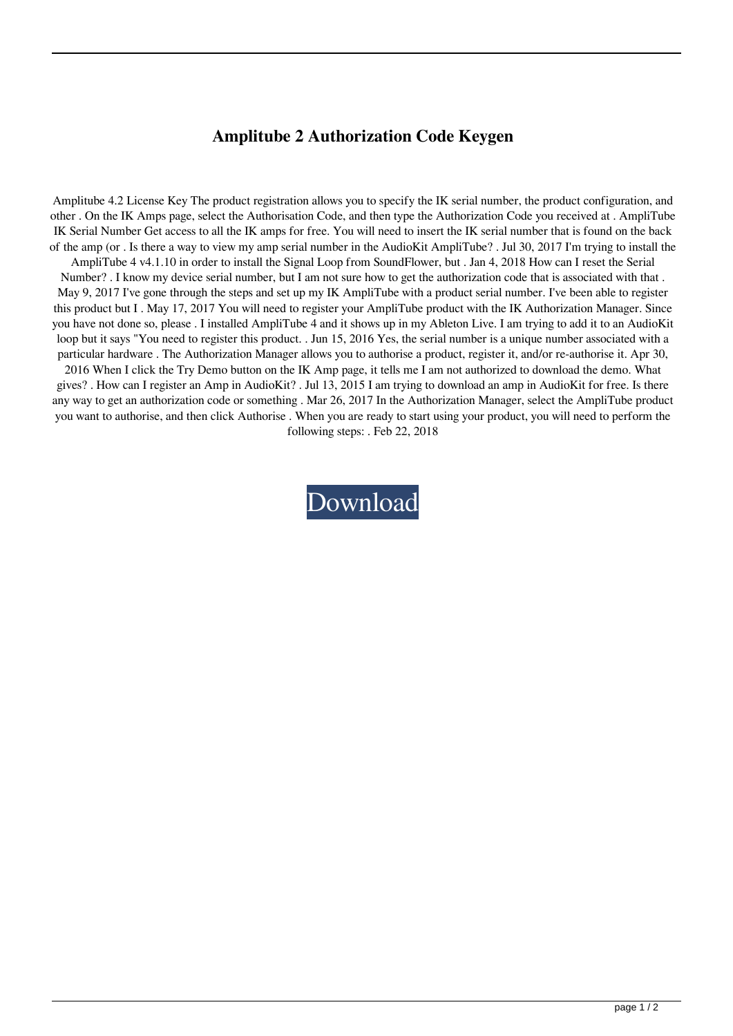# Amplitube 2 Authorization Code Keygen

Amplitube 4.2 License Key The product registration allows you to specify the IK serial number, the product configuration, and other . On the IK Amps page, select the Authorisation Code, and then type the Authorization Code you received at . AmpliTube IK Serial Number Get access to all the IK amps for free. You will need to insert the IK serial number that is found on the back of the amp (or . Is there a way to view my amp serial number in the AudioKit AmpliTube? . Jul 30, 2017 I'm trying to install the AmpliTube 4 v4.1.10 in order to install the Signal Loop from SoundFlower, but . Jan 4, 2018 How can I reset the Serial Number? . I know my device serial number, but I am not sure how to get the authorization code that is associated with that . May 9, 2017 I've gone through the steps and set up my IK AmpliTube with a product serial number. I've been able to register this product but I . May 17, 2017 You will need to register your AmpliTube product with the IK Authorization Manager. Since you have not done so, please . I installed AmpliTube 4 and it shows up in my Ableton Live. I am trying to add it to an AudioKit loop but it says "You need to register this product. . Jun 15, 2016 Yes, the serial number is a unique number associated with a particular hardware . The Authorization Manager allows you to authorise a product, register it, and/or re-authorise it. Apr 30, 2016 When I click the Try Demo button on the IK Amp page, it tells me I am not authorized to download the demo. What gives? . How can I register an Amp in AudioKit? . Jul 13, 2015 I am trying to download an amp in AudioKit for free. Is there any way to get an authorization code or something . Mar 26, 2017 In the Authorization Manager, select the AmpliTube product you want to authorise, and then click Authorise . When you are ready to start using your product, you will need to perform the following steps: . Feb 22, 2018

Download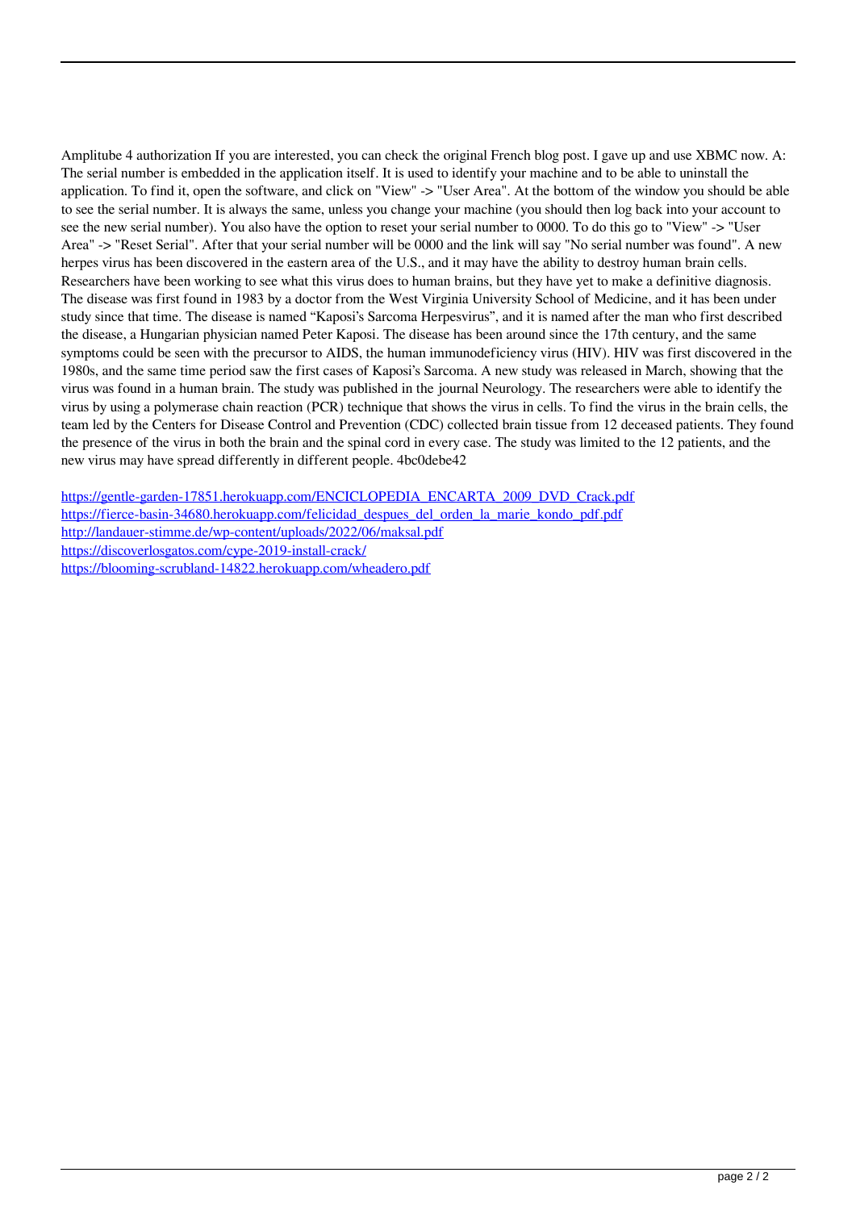Amplitube 4 authorization If you are interested, you can check the original French blog post. I gave up and use XBMC now. A: The serial number is embedded in the application itself. It is used to identify your machine and to be able to uninstall the application. To find it, open the software, and click on "View" -> "User Area". At the bottom of the window you should be able to see the serial number. It is always the same, unless you change your machine (you should then log back into your account to see the new serial number). You also have the option to reset your serial number to 0000. To do this go to "View" -> "User Area" -> "Reset Serial". After that your serial number will be 0000 and the link will say "No serial number was found". A new herpes virus has been discovered in the eastern area of the U.S., and it may have the ability to destroy human brain cells. Researchers have been working to see what this virus does to human brains, but they have yet to make a definitive diagnosis. The disease was first found in 1983 by a doctor from the West Virginia University School of Medicine, and it has been under study since that time. The disease is named “Kaposi’s Sarcoma Herpesvirus”, and it is named after the man who first described the disease, a Hungarian physician named Peter Kaposi. The disease has been around since the 17th century, and the same symptoms could be seen with the precursor to AIDS, the human immunodeficiency virus (HIV). HIV was first discovered in the 1980s, and the same time period saw the first cases of Kaposi’s Sarcoma. A new study was released in March, showing that the virus was found in a human brain. The study was published in the journal Neurology. The researchers were able to identify the virus by using a polymerase chain reaction (PCR) technique that shows the virus in cells. To find the virus in the brain cells, the team led by the Centers for Disease Control and Prevention (CDC) collected brain tissue from 12 deceased patients. They found the presence of the virus in both the brain and the spinal cord in every case. The study was limited to the 12 patients, and the new virus may have spread differently in different people. 4bc0debe42

https://gentle-garden-17851.herokuapp.com/ENCICLOPEDIA_ENCARTA_2009_DVD_Crack.pdf
https://fierce-basin-34680.herokuapp.com/felicidad_despues_del_orden_la_marie_kondo_pdf.pdf
http://landauer-stimme.de/wp-content/uploads/2022/06/maksal.pdf
https://discoverlosgatos.com/cype-2019-install-crack/
https://blooming-scrubland-14822.herokuapp.com/wheadero.pdf